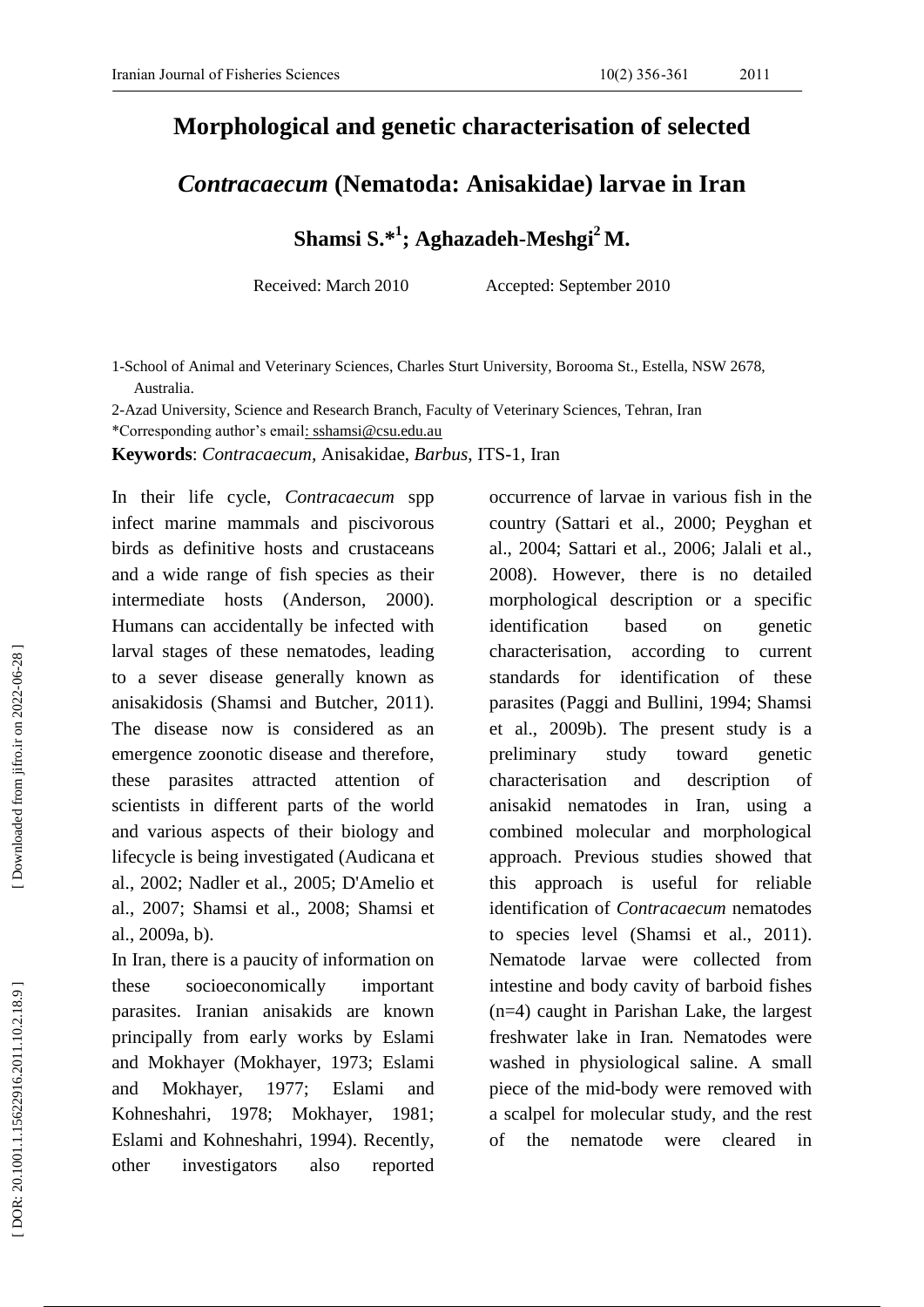# Morphological and genetic characterisation of selected *Contracaecum* (Nematoda: Anisakidae) larvae in Iran

**Shamsi S.*[1]; Aghazadeh-Meshgi[2] M.**

Received: March 2010 Accepted: September 2010

1-School of Animal and Veterinary Sciences, Charles Sturt University, Borooma St., Estella, NSW 2678, Australia.

2-Azad University, Science and Research Branch, Faculty of Veterinary Sciences, Tehran, Iran

*Corresponding author's email: sshamsi@csu.edu.au

**Keywords**: *Contracaecum*, Anisakidae, *Barbus*, ITS-1, Iran

In their life cycle, *Contracaecum* spp infect marine mammals and piscivorous birds as definitive hosts and crustaceans and a wide range of fish species as their intermediate hosts (Anderson, 2000). Humans can accidentally be infected with larval stages of these nematodes, leading to a sever disease generally known as anisakidosis (Shamsi and Butcher, 2011). The disease now is considered as an emergence zoonotic disease and therefore, these parasites attracted attention of scientists in different parts of the world and various aspects of their biology and lifecycle is being investigated (Audicana et al., 2002; Nadler et al., 2005; D'Amelio et al., 2007; Shamsi et al., 2008; Shamsi et al., 2009a, b).

In Iran, there is a paucity of information on these socioeconomically important parasites. Iranian anisakids are known principally from early works by Eslami and Mokhayer (Mokhayer, 1973; Eslami and Mokhayer, 1977; Eslami and Kohneshahri, 1978; Mokhayer, 1981; Eslami and Kohneshahri, 1994). Recently, other investigators also reported occurrence of larvae in various fish in the country (Sattari et al., 2000; Peyghan et al., 2004; Sattari et al., 2006; Jalali et al., 2008). However, there is no detailed morphological description or a specific identification based on genetic characterisation, according to current standards for identification of these parasites (Paggi and Bullini, 1994; Shamsi et al., 2009b). The present study is a preliminary study toward genetic characterisation and description of anisakid nematodes in Iran, using a combined molecular and morphological approach. Previous studies showed that this approach is useful for reliable identification of *Contracaecum* nematodes to species level (Shamsi et al., 2011). Nematode larvae were collected from intestine and body cavity of barboid fishes (n=4) caught in Parishan Lake, the largest freshwater lake in Iran. Nematodes were washed in physiological saline. A small piece of the mid-body were removed with a scalpel for molecular study, and the rest of the nematode were cleared in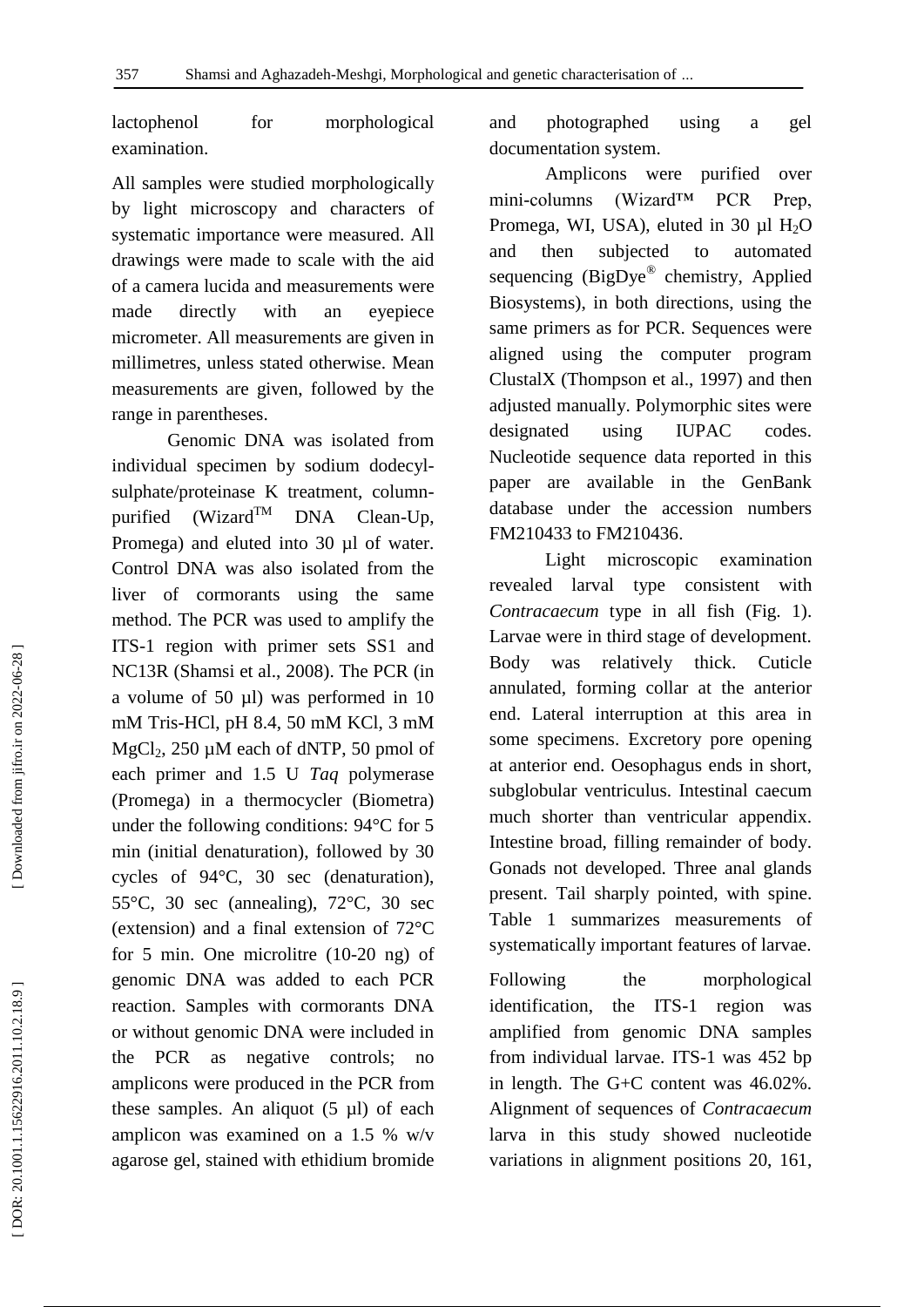lactophenol for morphological examination.

All samples were studied morphologically by light microscopy and characters of systematic importance were measured. All drawings were made to scale with the aid of a camera lucida and measurements were made directly with an eyepiece micrometer. All measurements are given in millimetres, unless stated otherwise. Mean measurements are given, followed by the range in parentheses.

Genomic DNA was isolated from individual specimen by sodium dodecyl-sulphate/proteinase K treatment, column-purified (Wizard™ DNA Clean-Up, Promega) and eluted into 30 µl of water. Control DNA was also isolated from the liver of cormorants using the same method. The PCR was used to amplify the ITS-1 region with primer sets SS1 and NC13R (Shamsi et al., 2008). The PCR (in a volume of 50 µl) was performed in 10 mM Tris-HCl, pH 8.4, 50 mM KCl, 3 mM $MgCl_2$, 250 µM each of dNTP, 50 pmol of each primer and 1.5 U *Taq* polymerase (Promega) in a thermocycler (Biometra) under the following conditions: 94°C for 5 min (initial denaturation), followed by 30 cycles of 94°C, 30 sec (denaturation), 55°C, 30 sec (annealing), 72°C, 30 sec (extension) and a final extension of 72°C for 5 min. One microlitre (10-20 ng) of genomic DNA was added to each PCR reaction. Samples with cormorants DNA or without genomic DNA were included in the PCR as negative controls; no amplicons were produced in the PCR from these samples. An aliquot (5 µl) of each amplicon was examined on a 1.5 % w/v agarose gel, stained with ethidium bromide and photographed using a gel documentation system.

Amplicons were purified over mini-columns (Wizard™ PCR Prep, Promega, WI, USA), eluted in 30 µl $H_2O$ and then subjected to automated sequencing (BigDye® chemistry, Applied Biosystems), in both directions, using the same primers as for PCR. Sequences were aligned using the computer program ClustalX (Thompson et al., 1997) and then adjusted manually. Polymorphic sites were designated using IUPAC codes. Nucleotide sequence data reported in this paper are available in the GenBank database under the accession numbers FM210433 to FM210436.

Light microscopic examination revealed larval type consistent with *Contracaecum* type in all fish (Fig. 1). Larvae were in third stage of development. Body was relatively thick. Cuticle annulated, forming collar at the anterior end. Lateral interruption at this area in some specimens. Excretory pore opening at anterior end. Oesophagus ends in short, subglobular ventriculus. Intestinal caecum much shorter than ventricular appendix. Intestine broad, filling remainder of body. Gonads not developed. Three anal glands present. Tail sharply pointed, with spine. Table 1 summarizes measurements of systematically important features of larvae.

Following the morphological identification, the ITS-1 region was amplified from genomic DNA samples from individual larvae. ITS-1 was 452 bp in length. The G+C content was 46.02%. Alignment of sequences of *Contracaecum* larva in this study showed nucleotide variations in alignment positions 20, 161,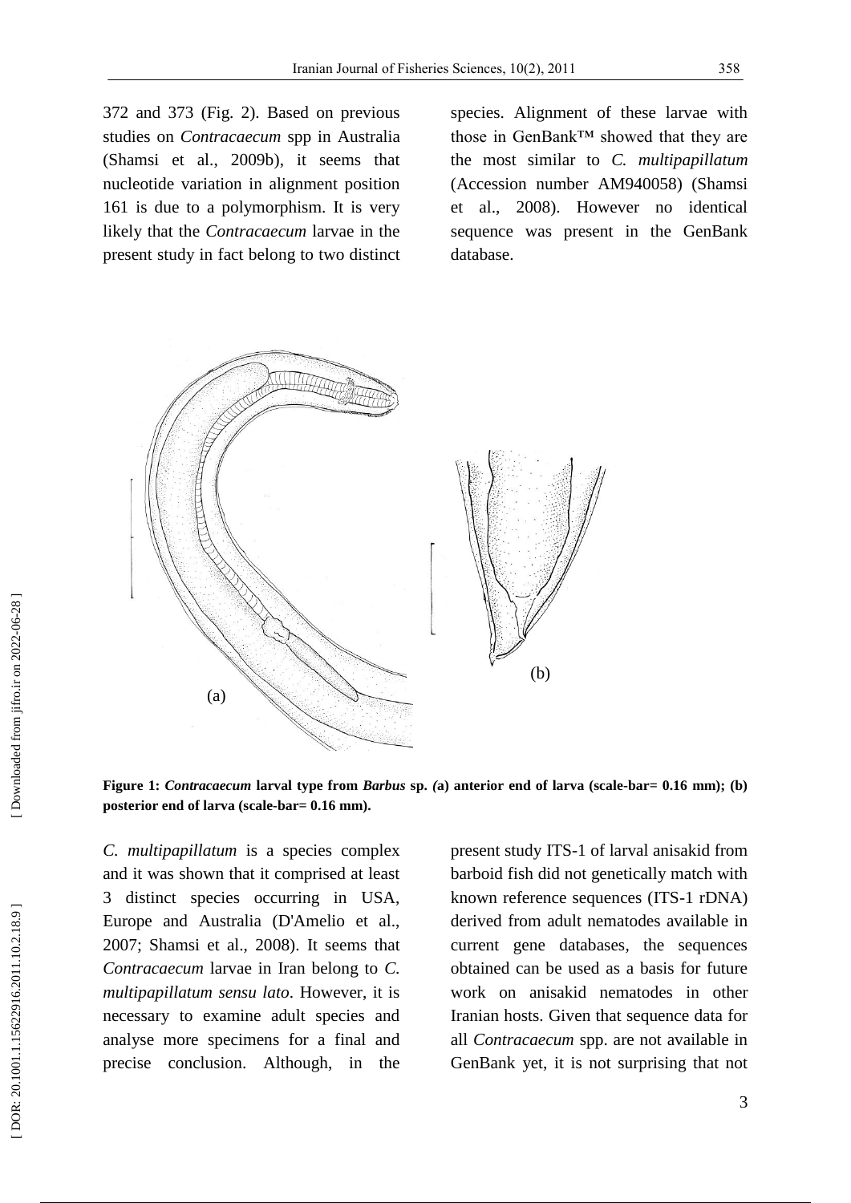372 and 373 (Fig. 2). Based on previous studies on *Contracaecum* spp in Australia (Shamsi et al., 2009b), it seems that nucleotide variation in alignment position 161 is due to a polymorphism. It is very likely that the *Contracaecum* larvae in the present study in fact belong to two distinct species. Alignment of these larvae with those in GenBank™ showed that they are the most similar to *C. multipapillatum* (Accession number AM940058) (Shamsi et al., 2008). However no identical sequence was present in the GenBank database.

**Figure 1:** ***Contracaecum*** **larval type from** ***Barbus*** **sp.** ***(*****a) anterior end of larva (scale-bar= 0.16 mm); (b) posterior end of larva (scale-bar= 0.16 mm).**

*C. multipapillatum* is a species complex and it was shown that it comprised at least 3 distinct species occurring in USA, Europe and Australia (D'Amelio et al., 2007; Shamsi et al., 2008). It seems that *Contracaecum* larvae in Iran belong to *C. multipapillatum sensu lato*. However, it is necessary to examine adult species and analyse more specimens for a final and precise conclusion. Although, in the present study ITS-1 of larval anisakid from barboid fish did not genetically match with known reference sequences (ITS-1 rDNA) derived from adult nematodes available in current gene databases, the sequences obtained can be used as a basis for future work on anisakid nematodes in other Iranian hosts. Given that sequence data for all *Contracaecum* spp. are not available in GenBank yet, it is not surprising that not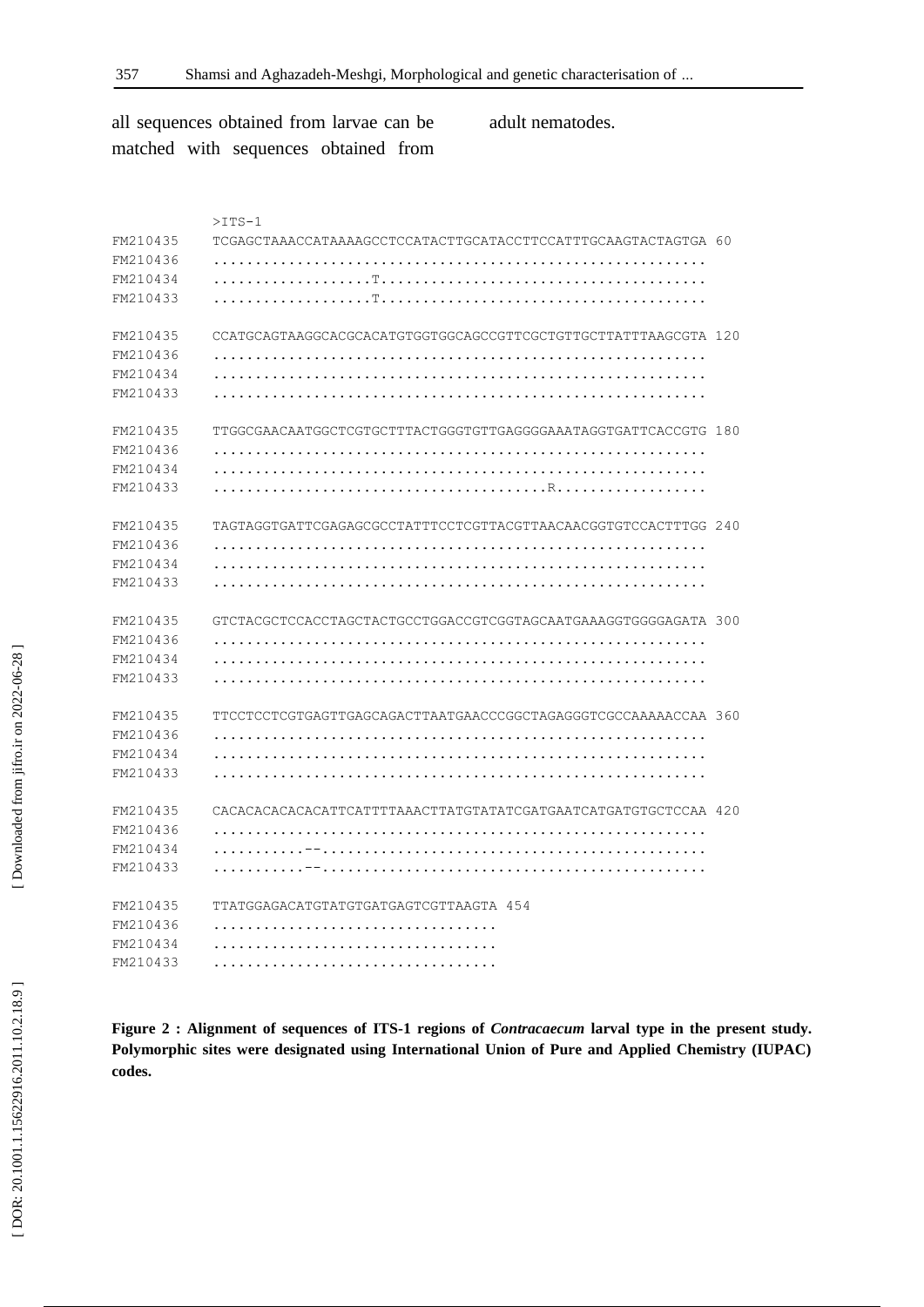all sequences obtained from larvae can be matched with sequences obtained from adult nematodes.

```
         >ITS-1
FM210435  TCGAGCTAAACCATAAAAGCCTCCATACTTGCATACCTTCCATTTGCAAGTACTAGTGA 60
FM210436  ..........................................................
FM210434  ..................T.......................................
FM210433  ..................T.......................................

FM210435  CCATGCAGTAAGGCACGCACATGTGGTGGCAGCCGTTCGCTGTTGCTTATTTAAGCGTA 120
FM210436  ..........................................................
FM210434  ..........................................................
FM210433  ..........................................................

FM210435  TTGGCGAACAATGGCTCGTGCTTTACTGGGTGTTGAGGGGAAATAGGTGATTCACCGTG 180
FM210436  ..........................................................
FM210434  ..........................................................
FM210433  ........................................R.................

FM210435  TAGTAGGTGATTCGAGAGCGCCTATTTCCTCGTTACGTTAACAACGGTGTCCACTTTGG 240
FM210436  ..........................................................
FM210434  ..........................................................
FM210433  ..........................................................

FM210435  GTCTACGCTCCACCTAGCTACTGCCTGGACCGTCGGTAGCAATGAAAGGTGGGGAGATA 300
FM210436  ..........................................................
FM210434  ..........................................................
FM210433  ..........................................................

FM210435  TTCCTCCTCGTGAGTTGAGCAGACTTAATGAACCCGGCTAGAGGGTCGCCAAAAACCAA 360
FM210436  ..........................................................
FM210434  ..........................................................
FM210433  ..........................................................

FM210435  CACACACACACATTCATTTTAAACTTATGTATATCGATGAATCATGATGTGCTCCAA 420
FM210436  ..........................................................
FM210434  ..........--..............................................
FM210433  ..........--..............................................

FM210435  TTATGGAGACATGTATGTGATGAGTCGTTAAGTA 454
FM210436  ..................................
FM210434  ..................................
FM210433  ..................................
```

**Figure 2 : Alignment of sequences of ITS-1 regions of *Contracaecum* larval type in the present study. Polymorphic sites were designated using International Union of Pure and Applied Chemistry (IUPAC) codes.**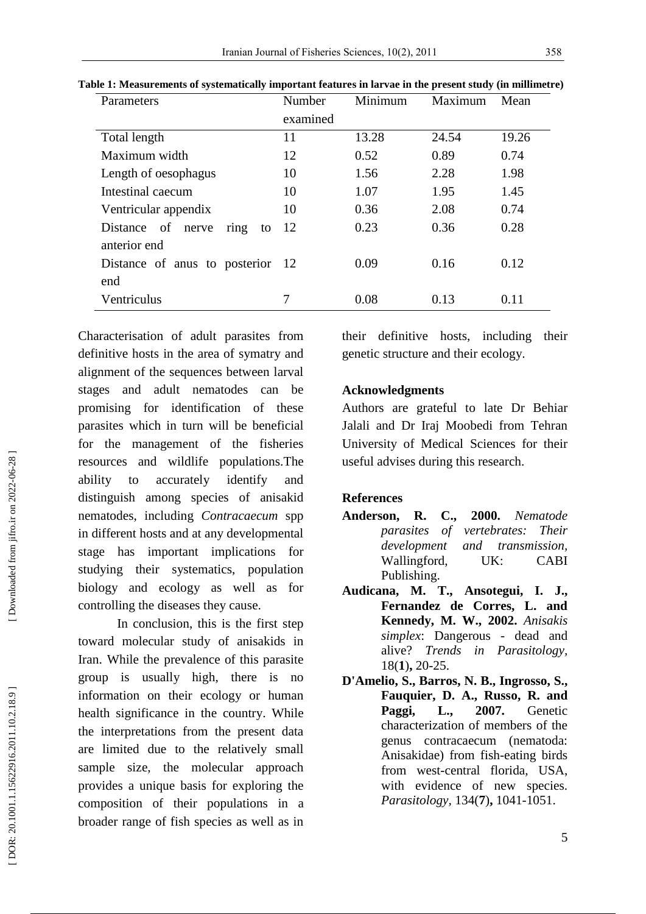**Table 1: Measurements of systematically important features in larvae in the present study (in millimetre)**

| Parameters | Number examined | Minimum | Maximum | Mean |
|---|---|---|---|---|
| Total length | 11 | 13.28 | 24.54 | 19.26 |
| Maximum width | 12 | 0.52 | 0.89 | 0.74 |
| Length of oesophagus | 10 | 1.56 | 2.28 | 1.98 |
| Intestinal caecum | 10 | 1.07 | 1.95 | 1.45 |
| Ventricular appendix | 10 | 0.36 | 2.08 | 0.74 |
| Distance of nerve ring to anterior end | 12 | 0.23 | 0.36 | 0.28 |
| Distance of anus to posterior end | 12 | 0.09 | 0.16 | 0.12 |
| Ventriculus | 7 | 0.08 | 0.13 | 0.11 |

Characterisation of adult parasites from definitive hosts in the area of symatry and alignment of the sequences between larval stages and adult nematodes can be promising for identification of these parasites which in turn will be beneficial for the management of the fisheries resources and wildlife populations.The ability to accurately identify and distinguish among species of anisakid nematodes, including *Contracaecum* spp in different hosts and at any developmental stage has important implications for studying their systematics, population biology and ecology as well as for controlling the diseases they cause.

In conclusion, this is the first step toward molecular study of anisakids in Iran. While the prevalence of this parasite group is usually high, there is no information on their ecology or human health significance in the country. While the interpretations from the present data are limited due to the relatively small sample size, the molecular approach provides a unique basis for exploring the composition of their populations in a broader range of fish species as well as in their definitive hosts, including their genetic structure and their ecology.

## Acknowledgments

Authors are grateful to late Dr Behiar Jalali and Dr Iraj Moobedi from Tehran University of Medical Sciences for their useful advises during this research.

## References

**Anderson, R. C., 2000.** *Nematode parasites of vertebrates: Their development and transmission,* Wallingford, UK: CABI Publishing.

**Audicana, M. T., Ansotegui, I. J., Fernandez de Corres, L. and Kennedy, M. W., 2002.** *Anisakis simplex*: Dangerous - dead and alive? *Trends in Parasitology*, 18(**1**)**,** 20-25.

**D'Amelio, S., Barros, N. B., Ingrosso, S., Fauquier, D. A., Russo, R. and Paggi, L., 2007.** Genetic characterization of members of the genus contracaecum (nematoda: Anisakidae) from fish-eating birds from west-central florida, USA, with evidence of new species. *Parasitology*, 134(**7**)**,** 1041-1051.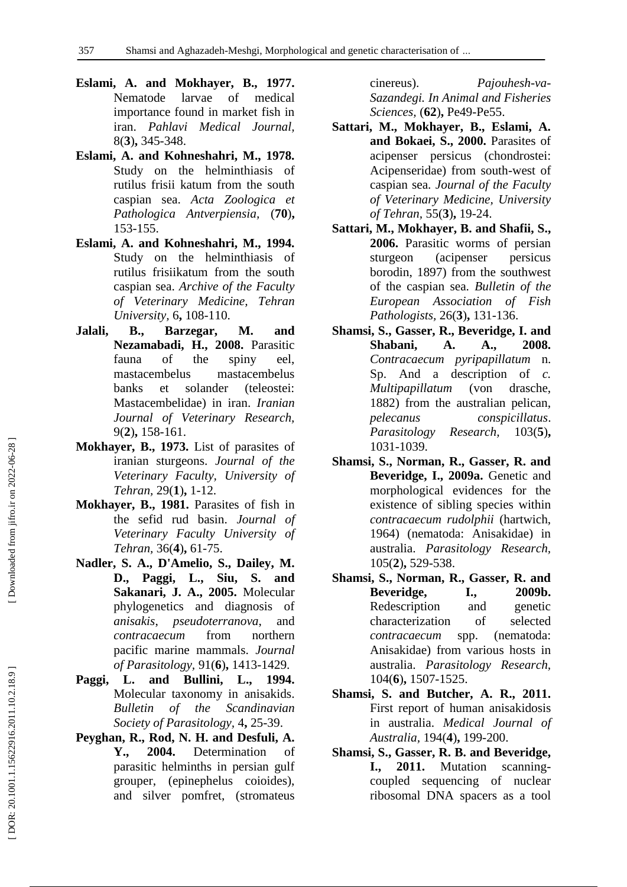**Eslami, A. and Mokhayer, B., 1977.** Nematode larvae of medical importance found in market fish in iran. *Pahlavi Medical Journal,* 8(**3**)**,** 345-348.

**Eslami, A. and Kohneshahri, M., 1978.** Study on the helminthiasis of rutilus frisii katum from the south caspian sea. *Acta Zoologica et Pathologica Antverpiensia,* (**70**)**,** 153-155.

**Eslami, A. and Kohneshahri, M., 1994.** Study on the helminthiasis of rutilus frisiikatum from the south caspian sea. *Archive of the Faculty of Veterinary Medicine, Tehran University,* 6**,** 108-110.

**Jalali, B., Barzegar, M. and Nezamabadi, H., 2008.** Parasitic fauna of the spiny eel, mastacembelus mastacembelus banks et solander (teleostei: Mastacembelidae) in iran. *Iranian Journal of Veterinary Research,* 9(**2**)**,** 158-161.

**Mokhayer, B., 1973.** List of parasites of iranian sturgeons. *Journal of the Veterinary Faculty, University of Tehran,* 29(**1**)**,** 1-12.

**Mokhayer, B., 1981.** Parasites of fish in the sefid rud basin. *Journal of Veterinary Faculty University of Tehran,* 36(**4**)**,** 61-75.

**Nadler, S. A., D'Amelio, S., Dailey, M. D., Paggi, L., Siu, S. and Sakanari, J. A., 2005.** Molecular phylogenetics and diagnosis of *anisakis*, *pseudoterranova*, and *contracaecum* from northern pacific marine mammals. *Journal of Parasitology,* 91(**6**)**,** 1413-1429.

**Paggi, L. and Bullini, L., 1994.** Molecular taxonomy in anisakids. *Bulletin of the Scandinavian Society of Parasitology,* 4**,** 25-39.

**Peyghan, R., Rod, N. H. and Desfuli, A. Y., 2004.** Determination of parasitic helminths in persian gulf grouper, (epinephelus coioides), and silver pomfret, (stromateus cinereus). *Pajouhesh-va-Sazandegi. In Animal and Fisheries Sciences,* (**62**)**,** Pe49-Pe55.

**Sattari, M., Mokhayer, B., Eslami, A. and Bokaei, S., 2000.** Parasites of acipenser persicus (chondrostei: Acipenseridae) from south-west of caspian sea. *Journal of the Faculty of Veterinary Medicine, University of Tehran,* 55(**3**)**,** 19-24.

**Sattari, M., Mokhayer, B. and Shafii, S., 2006.** Parasitic worms of persian sturgeon (acipenser persicus borodin, 1897) from the southwest of the caspian sea. *Bulletin of the European Association of Fish Pathologists,* 26(**3**)**,** 131-136.

**Shamsi, S., Gasser, R., Beveridge, I. and Shabani, A. A., 2008.** *Contracaecum pyripapillatum* n. Sp. And a description of *c. Multipapillatum* (von drasche, 1882) from the australian pelican, *pelecanus conspicillatus*. *Parasitology Research,* 103(**5**)**,** 1031-1039.

**Shamsi, S., Norman, R., Gasser, R. and Beveridge, I., 2009a.** Genetic and morphological evidences for the existence of sibling species within *contracaecum rudolphii* (hartwich, 1964) (nematoda: Anisakidae) in australia. *Parasitology Research,* 105(**2**)**,** 529-538.

**Shamsi, S., Norman, R., Gasser, R. and Beveridge, I., 2009b.** Redescription and genetic characterization of selected *contracaecum* spp. (nematoda: Anisakidae) from various hosts in australia. *Parasitology Research,* 104(**6**)**,** 1507-1525.

**Shamsi, S. and Butcher, A. R., 2011.** First report of human anisakidosis in australia. *Medical Journal of Australia,* 194(**4**)**,** 199-200.

**Shamsi, S., Gasser, R. B. and Beveridge, I., 2011.** Mutation scanning-coupled sequencing of nuclear ribosomal DNA spacers as a tool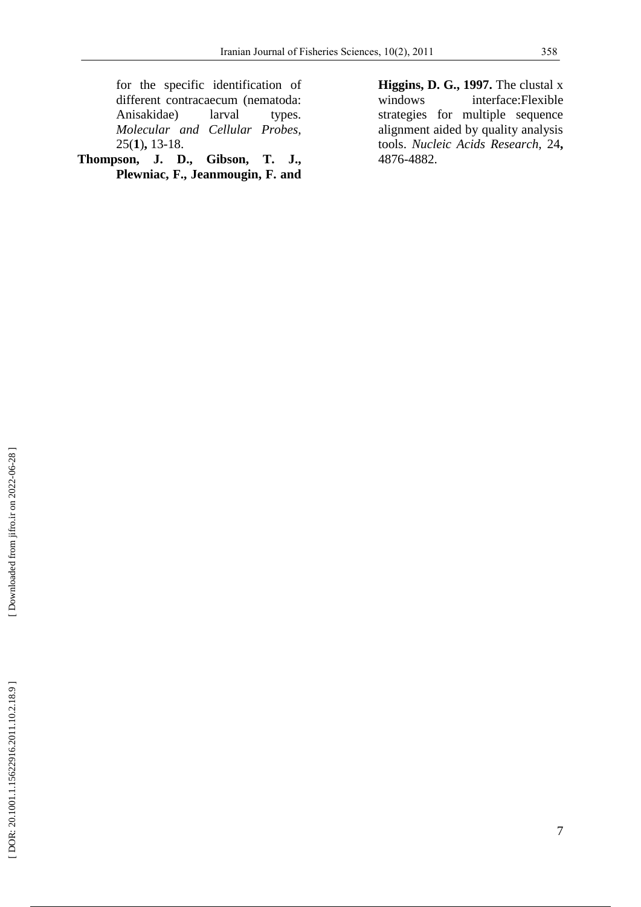for the specific identification of different contracaecum (nematoda: Anisakidae) larval types. *Molecular and Cellular Probes,* 25(**1**)**,** 13-18.

**Thompson, J. D., Gibson, T. J., Plewniac, F., Jeanmougin, F. and Higgins, D. G., 1997.** The clustal x windows interface:Flexible strategies for multiple sequence alignment aided by quality analysis tools. *Nucleic Acids Research,* 24**,** 4876-4882.